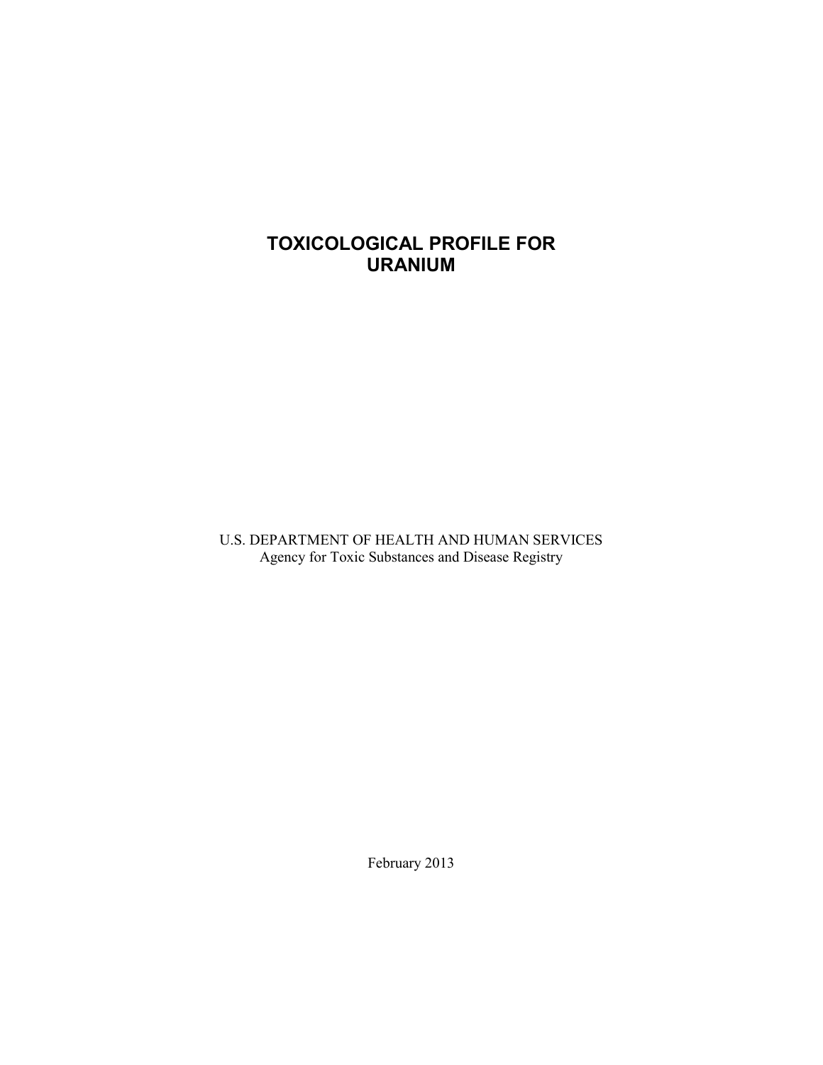# TOXICOLOGICAL PROFILE FOR URANIUM

U.S. DEPARTMENT OF HEALTH AND HUMAN SERVICES
Agency for Toxic Substances and Disease Registry

February 2013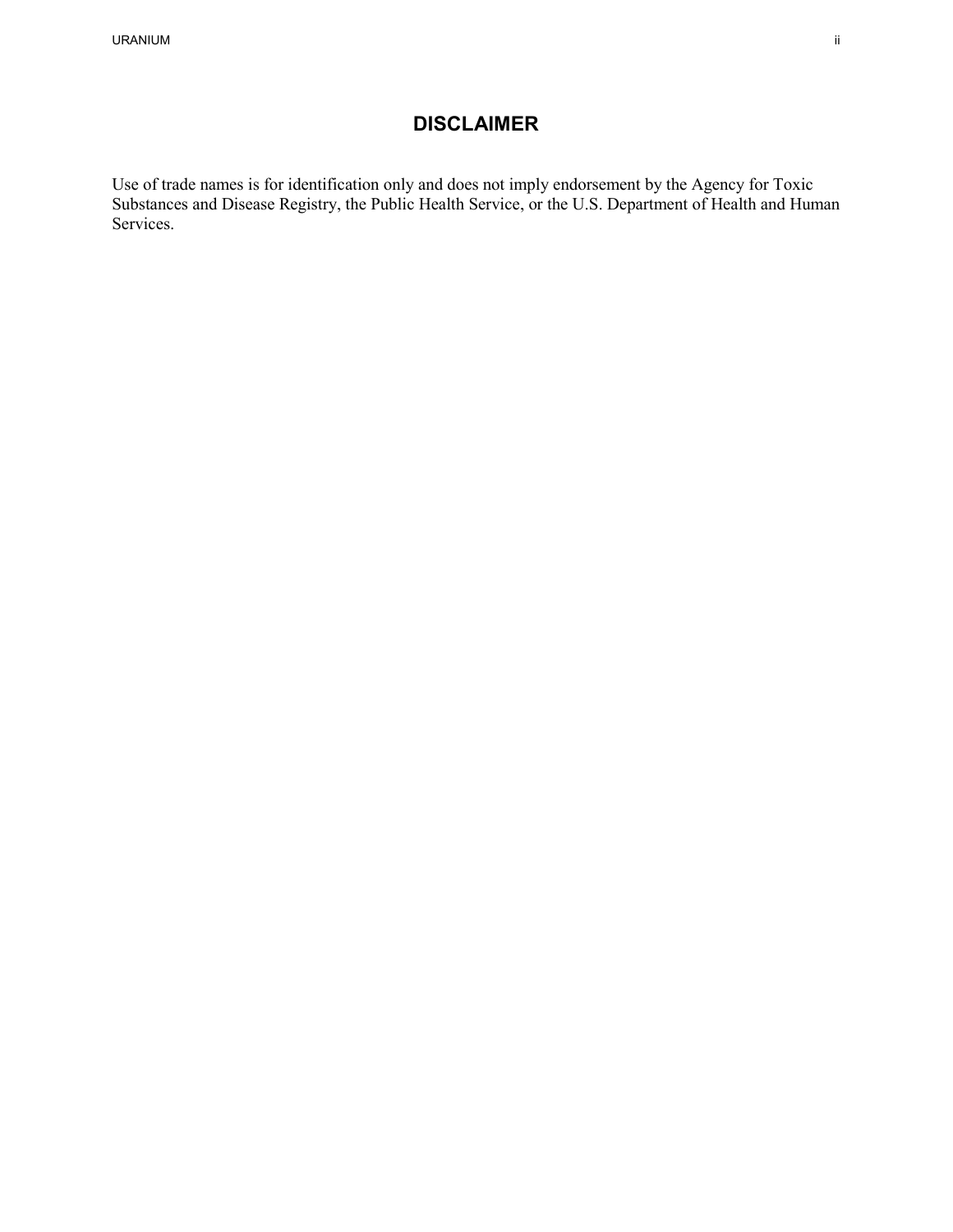# DISCLAIMER

Use of trade names is for identification only and does not imply endorsement by the Agency for Toxic Substances and Disease Registry, the Public Health Service, or the U.S. Department of Health and Human Services.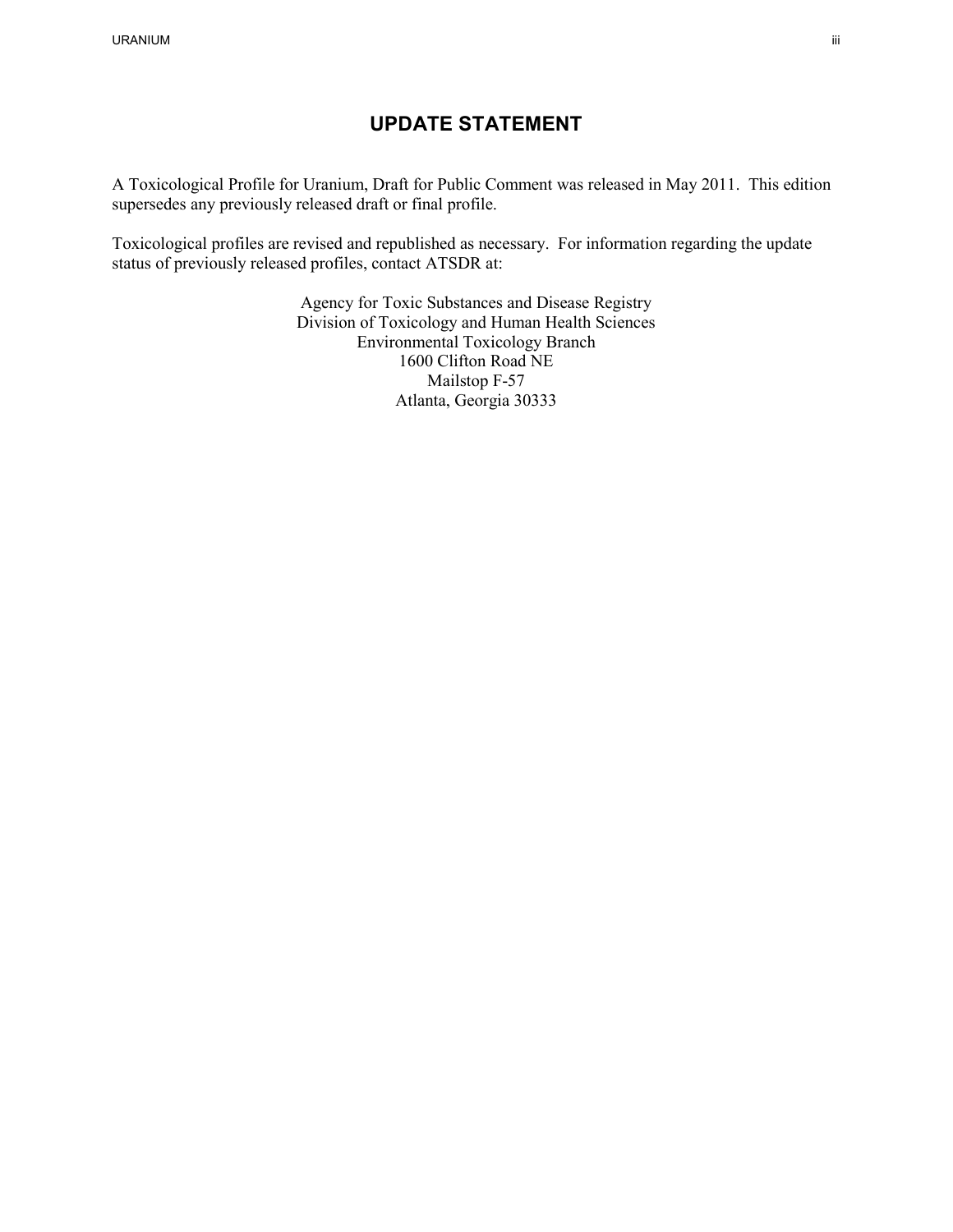# UPDATE STATEMENT

A Toxicological Profile for Uranium, Draft for Public Comment was released in May 2011. This edition supersedes any previously released draft or final profile.

Toxicological profiles are revised and republished as necessary. For information regarding the update status of previously released profiles, contact ATSDR at:

Agency for Toxic Substances and Disease Registry
Division of Toxicology and Human Health Sciences
Environmental Toxicology Branch
1600 Clifton Road NE
Mailstop F-57
Atlanta, Georgia 30333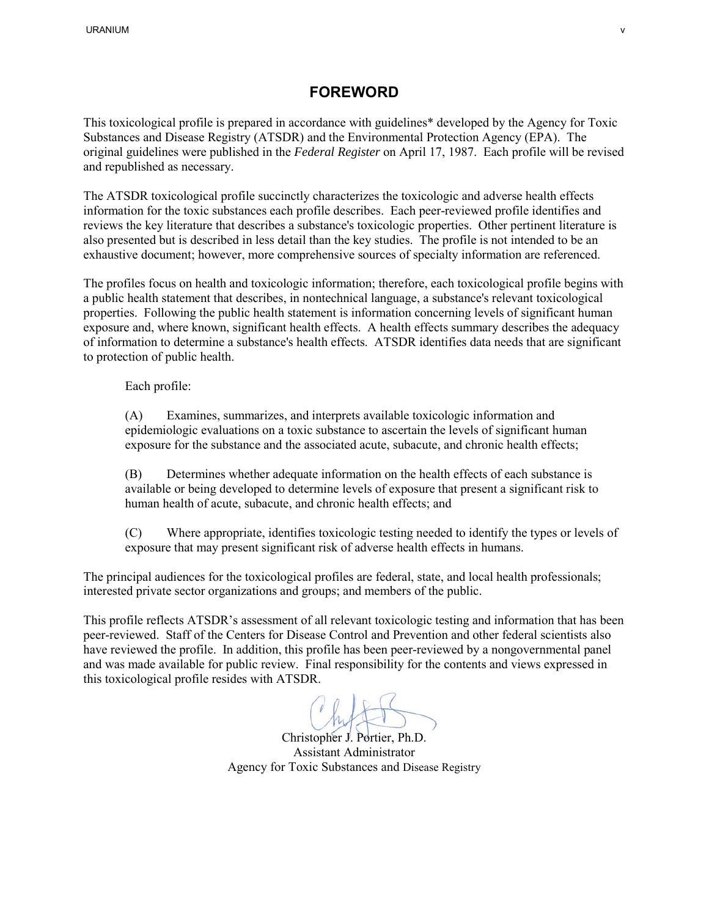# FOREWORD

This toxicological profile is prepared in accordance with guidelines* developed by the Agency for Toxic Substances and Disease Registry (ATSDR) and the Environmental Protection Agency (EPA). The original guidelines were published in the *Federal Register* on April 17, 1987. Each profile will be revised and republished as necessary.

The ATSDR toxicological profile succinctly characterizes the toxicologic and adverse health effects information for the toxic substances each profile describes. Each peer-reviewed profile identifies and reviews the key literature that describes a substance's toxicologic properties. Other pertinent literature is also presented but is described in less detail than the key studies. The profile is not intended to be an exhaustive document; however, more comprehensive sources of specialty information are referenced.

The profiles focus on health and toxicologic information; therefore, each toxicological profile begins with a public health statement that describes, in nontechnical language, a substance's relevant toxicological properties. Following the public health statement is information concerning levels of significant human exposure and, where known, significant health effects. A health effects summary describes the adequacy of information to determine a substance's health effects. ATSDR identifies data needs that are significant to protection of public health.

Each profile:

(A) Examines, summarizes, and interprets available toxicologic information and epidemiologic evaluations on a toxic substance to ascertain the levels of significant human exposure for the substance and the associated acute, subacute, and chronic health effects;

(B) Determines whether adequate information on the health effects of each substance is available or being developed to determine levels of exposure that present a significant risk to human health of acute, subacute, and chronic health effects; and

(C) Where appropriate, identifies toxicologic testing needed to identify the types or levels of exposure that may present significant risk of adverse health effects in humans.

The principal audiences for the toxicological profiles are federal, state, and local health professionals; interested private sector organizations and groups; and members of the public.

This profile reflects ATSDR's assessment of all relevant toxicologic testing and information that has been peer-reviewed. Staff of the Centers for Disease Control and Prevention and other federal scientists also have reviewed the profile. In addition, this profile has been peer-reviewed by a nongovernmental panel and was made available for public review. Final responsibility for the contents and views expressed in this toxicological profile resides with ATSDR.

Christopher J. Portier, Ph.D.
Assistant Administrator
Agency for Toxic Substances and Disease Registry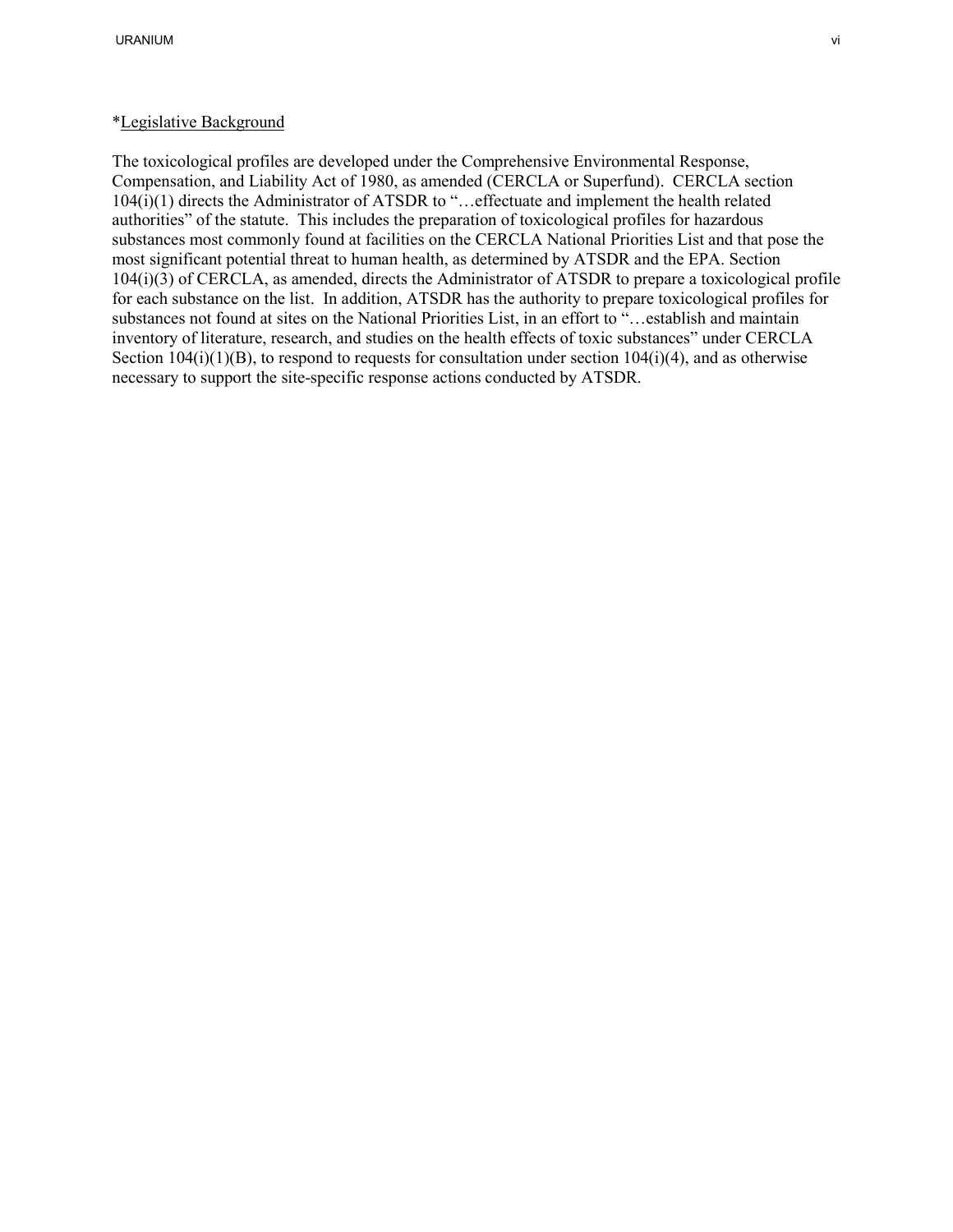*Legislative Background

The toxicological profiles are developed under the Comprehensive Environmental Response, Compensation, and Liability Act of 1980, as amended (CERCLA or Superfund). CERCLA section 104(i)(1) directs the Administrator of ATSDR to "…effectuate and implement the health related authorities" of the statute. This includes the preparation of toxicological profiles for hazardous substances most commonly found at facilities on the CERCLA National Priorities List and that pose the most significant potential threat to human health, as determined by ATSDR and the EPA. Section 104(i)(3) of CERCLA, as amended, directs the Administrator of ATSDR to prepare a toxicological profile for each substance on the list. In addition, ATSDR has the authority to prepare toxicological profiles for substances not found at sites on the National Priorities List, in an effort to "…establish and maintain inventory of literature, research, and studies on the health effects of toxic substances" under CERCLA Section 104(i)(1)(B), to respond to requests for consultation under section 104(i)(4), and as otherwise necessary to support the site-specific response actions conducted by ATSDR.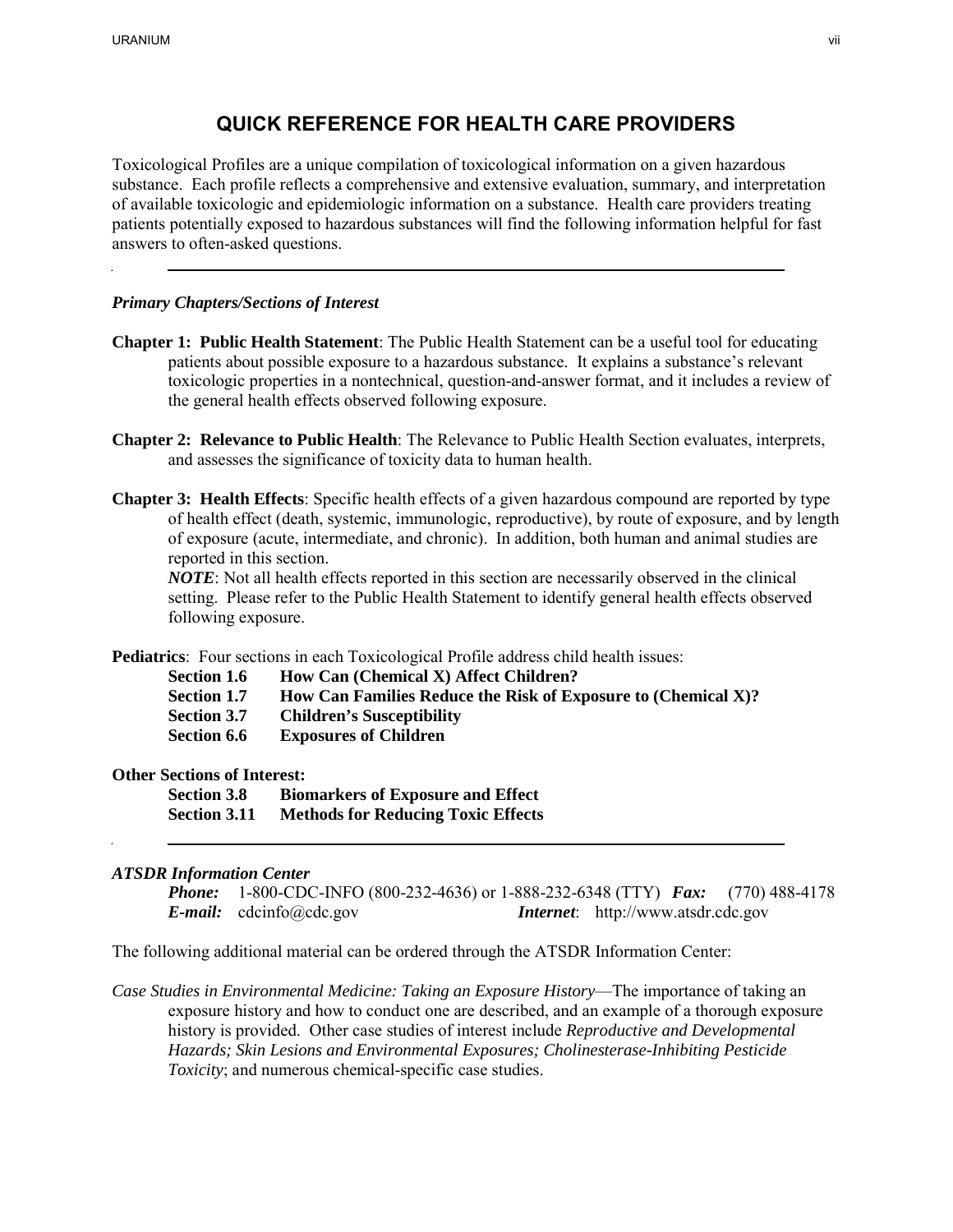# QUICK REFERENCE FOR HEALTH CARE PROVIDERS

Toxicological Profiles are a unique compilation of toxicological information on a given hazardous substance. Each profile reflects a comprehensive and extensive evaluation, summary, and interpretation of available toxicologic and epidemiologic information on a substance. Health care providers treating patients potentially exposed to hazardous substances will find the following information helpful for fast answers to often-asked questions.

---

***Primary Chapters/Sections of Interest***

**Chapter 1: Public Health Statement**: The Public Health Statement can be a useful tool for educating patients about possible exposure to a hazardous substance. It explains a substance's relevant toxicologic properties in a nontechnical, question-and-answer format, and it includes a review of the general health effects observed following exposure.

**Chapter 2: Relevance to Public Health**: The Relevance to Public Health Section evaluates, interprets, and assesses the significance of toxicity data to human health.

**Chapter 3: Health Effects**: Specific health effects of a given hazardous compound are reported by type of health effect (death, systemic, immunologic, reproductive), by route of exposure, and by length of exposure (acute, intermediate, and chronic). In addition, both human and animal studies are reported in this section.
***NOTE***: Not all health effects reported in this section are necessarily observed in the clinical setting. Please refer to the Public Health Statement to identify general health effects observed following exposure.

**Pediatrics**: Four sections in each Toxicological Profile address child health issues:

- **Section 1.6 How Can (Chemical X) Affect Children?**
- **Section 1.7 How Can Families Reduce the Risk of Exposure to (Chemical X)?**
- **Section 3.7 Children's Susceptibility**
- **Section 6.6 Exposures of Children**

**Other Sections of Interest:**

- **Section 3.8 Biomarkers of Exposure and Effect**
- **Section 3.11 Methods for Reducing Toxic Effects**

---

***ATSDR Information Center***

***Phone:*** 1-800-CDC-INFO (800-232-4636) or 1-888-232-6348 (TTY) ***Fax:*** (770) 488-4178
***E-mail:*** cdcinfo@cdc.gov ***Internet***: http://www.atsdr.cdc.gov

The following additional material can be ordered through the ATSDR Information Center:

*Case Studies in Environmental Medicine: Taking an Exposure History*—The importance of taking an exposure history and how to conduct one are described, and an example of a thorough exposure history is provided. Other case studies of interest include *Reproductive and Developmental Hazards; Skin Lesions and Environmental Exposures; Cholinesterase-Inhibiting Pesticide Toxicity*; and numerous chemical-specific case studies.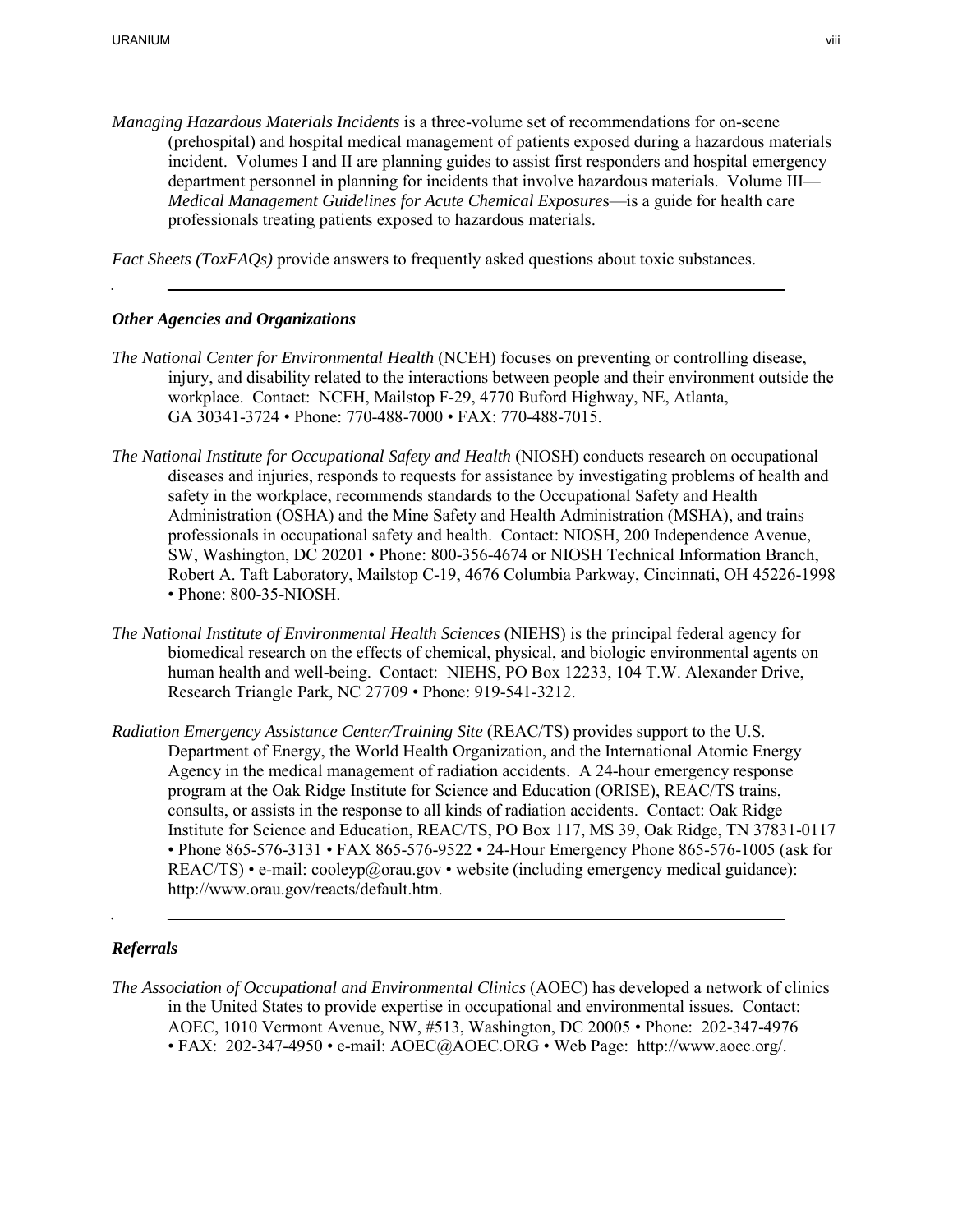*Managing Hazardous Materials Incidents* is a three-volume set of recommendations for on-scene (prehospital) and hospital medical management of patients exposed during a hazardous materials incident. Volumes I and II are planning guides to assist first responders and hospital emergency department personnel in planning for incidents that involve hazardous materials. Volume III—*Medical Management Guidelines for Acute Chemical Exposures*—is a guide for health care professionals treating patients exposed to hazardous materials.

*Fact Sheets (ToxFAQs)* provide answers to frequently asked questions about toxic substances.

---

***Other Agencies and Organizations***

*The National Center for Environmental Health* (NCEH) focuses on preventing or controlling disease, injury, and disability related to the interactions between people and their environment outside the workplace. Contact: NCEH, Mailstop F-29, 4770 Buford Highway, NE, Atlanta, GA 30341-3724 • Phone: 770-488-7000 • FAX: 770-488-7015.

*The National Institute for Occupational Safety and Health* (NIOSH) conducts research on occupational diseases and injuries, responds to requests for assistance by investigating problems of health and safety in the workplace, recommends standards to the Occupational Safety and Health Administration (OSHA) and the Mine Safety and Health Administration (MSHA), and trains professionals in occupational safety and health. Contact: NIOSH, 200 Independence Avenue, SW, Washington, DC 20201 • Phone: 800-356-4674 or NIOSH Technical Information Branch, Robert A. Taft Laboratory, Mailstop C-19, 4676 Columbia Parkway, Cincinnati, OH 45226-1998 • Phone: 800-35-NIOSH.

*The National Institute of Environmental Health Sciences* (NIEHS) is the principal federal agency for biomedical research on the effects of chemical, physical, and biologic environmental agents on human health and well-being. Contact: NIEHS, PO Box 12233, 104 T.W. Alexander Drive, Research Triangle Park, NC 27709 • Phone: 919-541-3212.

*Radiation Emergency Assistance Center/Training Site* (REAC/TS) provides support to the U.S. Department of Energy, the World Health Organization, and the International Atomic Energy Agency in the medical management of radiation accidents. A 24-hour emergency response program at the Oak Ridge Institute for Science and Education (ORISE), REAC/TS trains, consults, or assists in the response to all kinds of radiation accidents. Contact: Oak Ridge Institute for Science and Education, REAC/TS, PO Box 117, MS 39, Oak Ridge, TN 37831-0117 • Phone 865-576-3131 • FAX 865-576-9522 • 24-Hour Emergency Phone 865-576-1005 (ask for REAC/TS) • e-mail: cooleyp@orau.gov • website (including emergency medical guidance): http://www.orau.gov/reacts/default.htm.

---

***Referrals***

*The Association of Occupational and Environmental Clinics* (AOEC) has developed a network of clinics in the United States to provide expertise in occupational and environmental issues. Contact: AOEC, 1010 Vermont Avenue, NW, #513, Washington, DC 20005 • Phone: 202-347-4976 • FAX: 202-347-4950 • e-mail: AOEC@AOEC.ORG • Web Page: http://www.aoec.org/.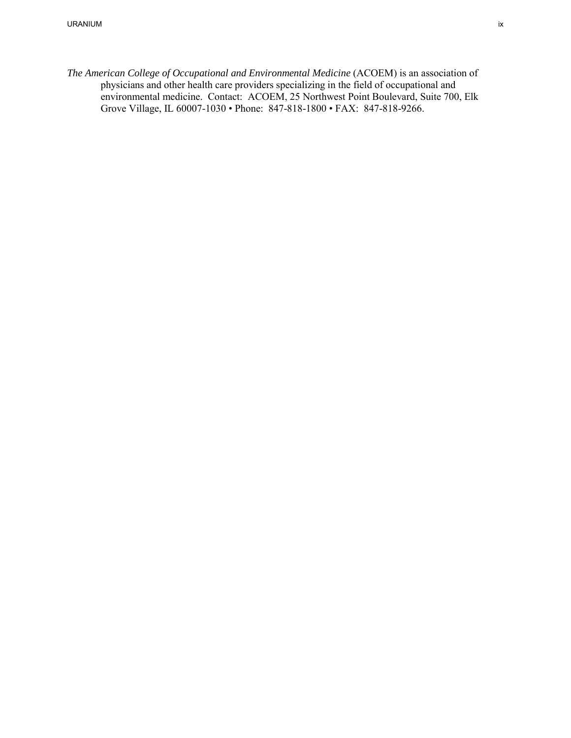*The American College of Occupational and Environmental Medicine* (ACOEM) is an association of physicians and other health care providers specializing in the field of occupational and environmental medicine. Contact: ACOEM, 25 Northwest Point Boulevard, Suite 700, Elk Grove Village, IL 60007-1030 • Phone: 847-818-1800 • FAX: 847-818-9266.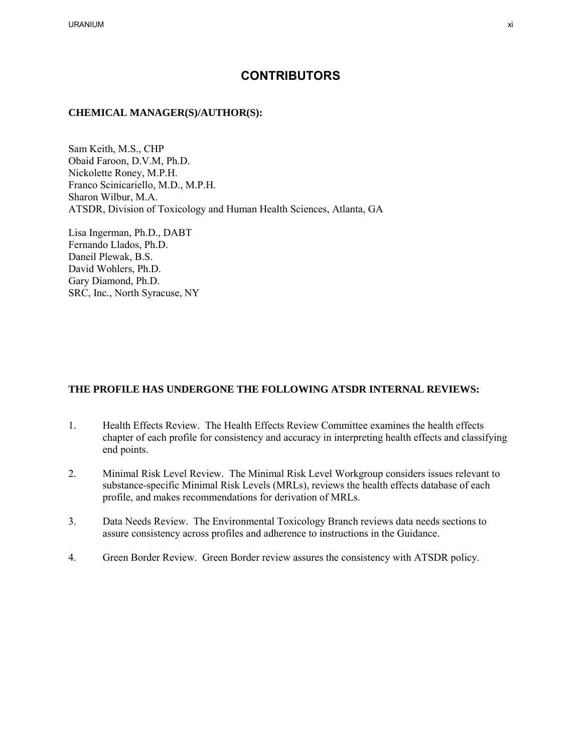# CONTRIBUTORS

## CHEMICAL MANAGER(S)/AUTHOR(S):

Sam Keith, M.S., CHP
Obaid Faroon, D.V.M, Ph.D.
Nickolette Roney, M.P.H.
Franco Scinicariello, M.D., M.P.H.
Sharon Wilbur, M.A.
ATSDR, Division of Toxicology and Human Health Sciences, Atlanta, GA

Lisa Ingerman, Ph.D., DABT
Fernando Llados, Ph.D.
Daneil Plewak, B.S.
David Wohlers, Ph.D.
Gary Diamond, Ph.D.
SRC, Inc., North Syracuse, NY

## THE PROFILE HAS UNDERGONE THE FOLLOWING ATSDR INTERNAL REVIEWS:

1. Health Effects Review. The Health Effects Review Committee examines the health effects chapter of each profile for consistency and accuracy in interpreting health effects and classifying end points.

2. Minimal Risk Level Review. The Minimal Risk Level Workgroup considers issues relevant to substance-specific Minimal Risk Levels (MRLs), reviews the health effects database of each profile, and makes recommendations for derivation of MRLs.

3. Data Needs Review. The Environmental Toxicology Branch reviews data needs sections to assure consistency across profiles and adherence to instructions in the Guidance.

4. Green Border Review. Green Border review assures the consistency with ATSDR policy.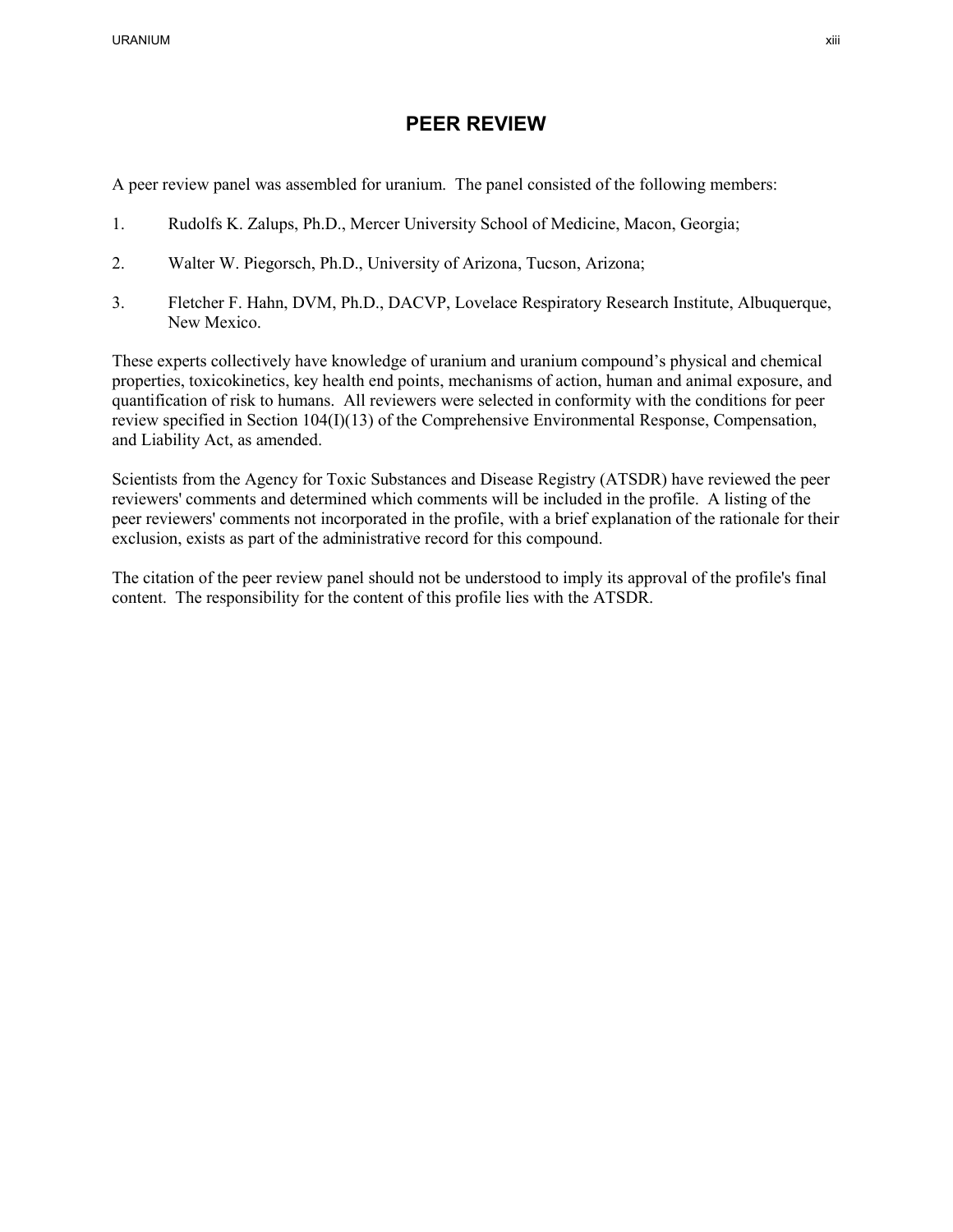# PEER REVIEW

A peer review panel was assembled for uranium. The panel consisted of the following members:

1. Rudolfs K. Zalups, Ph.D., Mercer University School of Medicine, Macon, Georgia;

2. Walter W. Piegorsch, Ph.D., University of Arizona, Tucson, Arizona;

3. Fletcher F. Hahn, DVM, Ph.D., DACVP, Lovelace Respiratory Research Institute, Albuquerque, New Mexico.

These experts collectively have knowledge of uranium and uranium compound's physical and chemical properties, toxicokinetics, key health end points, mechanisms of action, human and animal exposure, and quantification of risk to humans. All reviewers were selected in conformity with the conditions for peer review specified in Section 104(I)(13) of the Comprehensive Environmental Response, Compensation, and Liability Act, as amended.

Scientists from the Agency for Toxic Substances and Disease Registry (ATSDR) have reviewed the peer reviewers' comments and determined which comments will be included in the profile. A listing of the peer reviewers' comments not incorporated in the profile, with a brief explanation of the rationale for their exclusion, exists as part of the administrative record for this compound.

The citation of the peer review panel should not be understood to imply its approval of the profile's final content. The responsibility for the content of this profile lies with the ATSDR.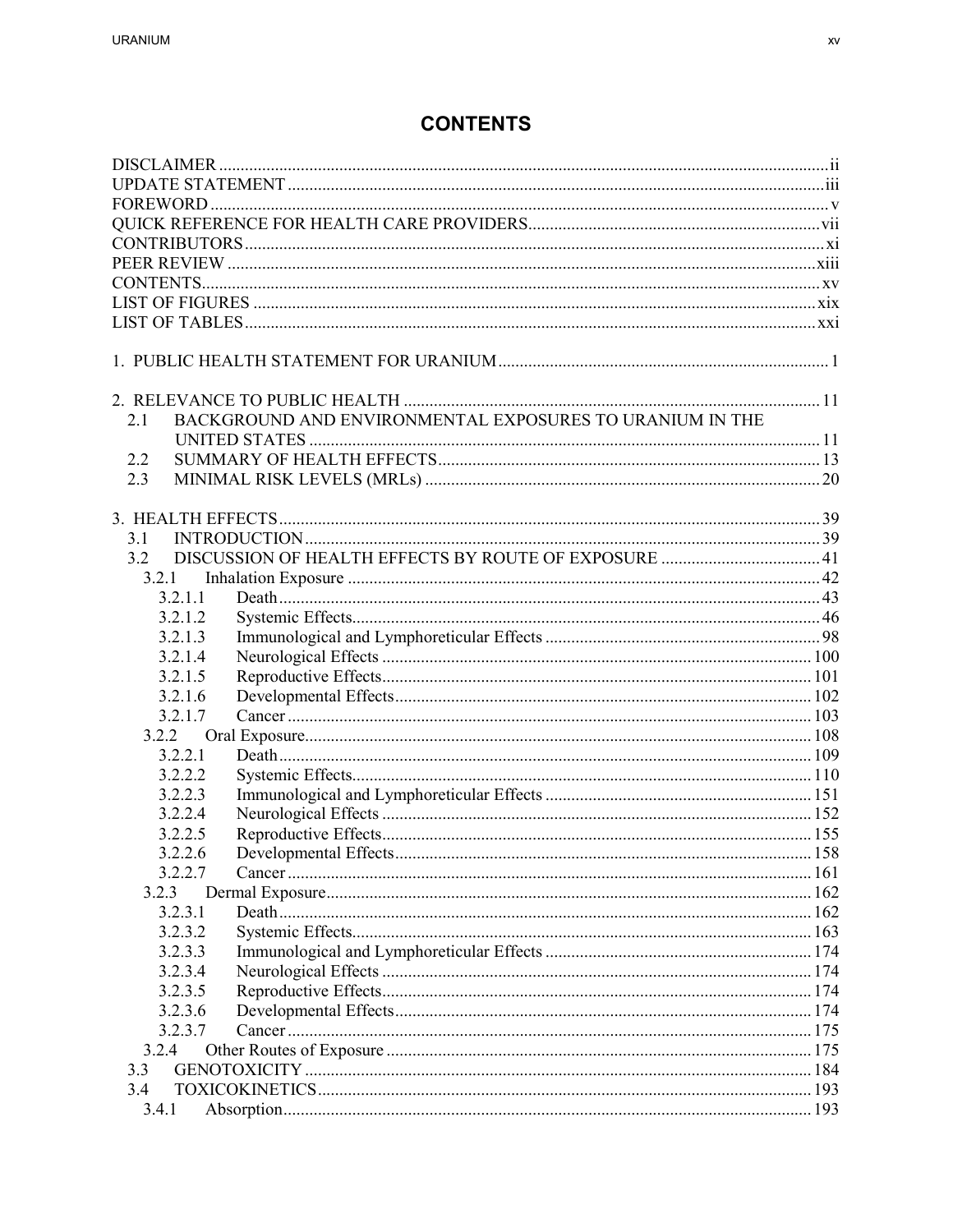# CONTENTS

DISCLAIMER ..... ii
UPDATE STATEMENT ..... iii
FOREWORD ..... v
QUICK REFERENCE FOR HEALTH CARE PROVIDERS ..... vii
CONTRIBUTORS ..... xi
PEER REVIEW ..... xiii
CONTENTS ..... xv
LIST OF FIGURES ..... xix
LIST OF TABLES ..... xxi

1. PUBLIC HEALTH STATEMENT FOR URANIUM ..... 1

2. RELEVANCE TO PUBLIC HEALTH ..... 11
 2.1 BACKGROUND AND ENVIRONMENTAL EXPOSURES TO URANIUM IN THE UNITED STATES ..... 11
 2.2 SUMMARY OF HEALTH EFFECTS ..... 13
 2.3 MINIMAL RISK LEVELS (MRLs) ..... 20

3. HEALTH EFFECTS ..... 39
 3.1 INTRODUCTION ..... 39
 3.2 DISCUSSION OF HEALTH EFFECTS BY ROUTE OF EXPOSURE ..... 41
  3.2.1 Inhalation Exposure ..... 42
   3.2.1.1 Death ..... 43
   3.2.1.2 Systemic Effects ..... 46
   3.2.1.3 Immunological and Lymphoreticular Effects ..... 98
   3.2.1.4 Neurological Effects ..... 100
   3.2.1.5 Reproductive Effects ..... 101
   3.2.1.6 Developmental Effects ..... 102
   3.2.1.7 Cancer ..... 103
  3.2.2 Oral Exposure ..... 108
   3.2.2.1 Death ..... 109
   3.2.2.2 Systemic Effects ..... 110
   3.2.2.3 Immunological and Lymphoreticular Effects ..... 151
   3.2.2.4 Neurological Effects ..... 152
   3.2.2.5 Reproductive Effects ..... 155
   3.2.2.6 Developmental Effects ..... 158
   3.2.2.7 Cancer ..... 161
  3.2.3 Dermal Exposure ..... 162
   3.2.3.1 Death ..... 162
   3.2.3.2 Systemic Effects ..... 163
   3.2.3.3 Immunological and Lymphoreticular Effects ..... 174
   3.2.3.4 Neurological Effects ..... 174
   3.2.3.5 Reproductive Effects ..... 174
   3.2.3.6 Developmental Effects ..... 174
   3.2.3.7 Cancer ..... 175
  3.2.4 Other Routes of Exposure ..... 175
 3.3 GENOTOXICITY ..... 184
 3.4 TOXICOKINETICS ..... 193
  3.4.1 Absorption ..... 193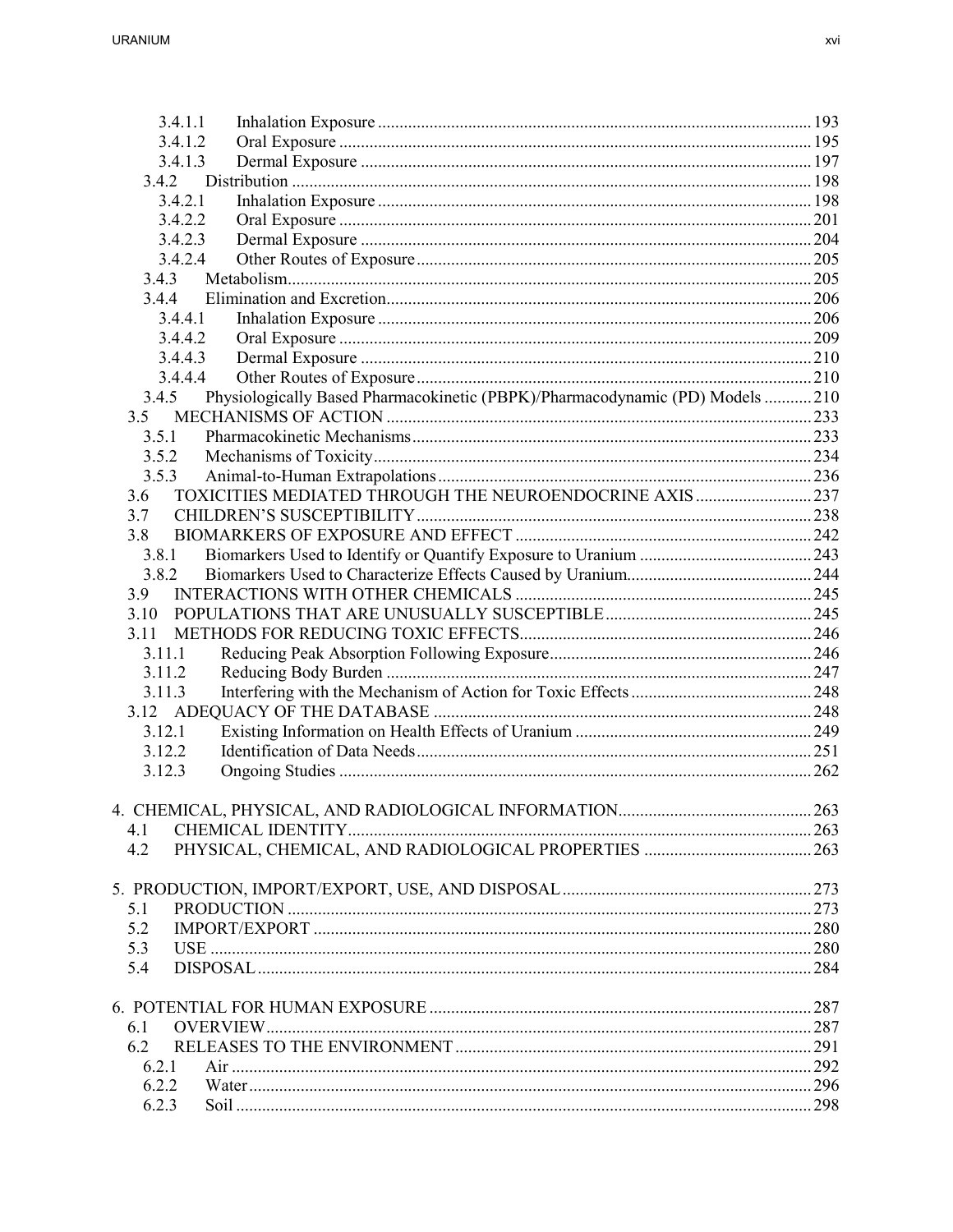3.4.1.1 Inhalation Exposure .......... 193
3.4.1.2 Oral Exposure .......... 195
3.4.1.3 Dermal Exposure .......... 197
3.4.2 Distribution .......... 198
3.4.2.1 Inhalation Exposure .......... 198
3.4.2.2 Oral Exposure .......... 201
3.4.2.3 Dermal Exposure .......... 204
3.4.2.4 Other Routes of Exposure .......... 205
3.4.3 Metabolism .......... 205
3.4.4 Elimination and Excretion .......... 206
3.4.4.1 Inhalation Exposure .......... 206
3.4.4.2 Oral Exposure .......... 209
3.4.4.3 Dermal Exposure .......... 210
3.4.4.4 Other Routes of Exposure .......... 210
3.4.5 Physiologically Based Pharmacokinetic (PBPK)/Pharmacodynamic (PD) Models .......... 210
3.5 MECHANISMS OF ACTION .......... 233
3.5.1 Pharmacokinetic Mechanisms .......... 233
3.5.2 Mechanisms of Toxicity .......... 234
3.5.3 Animal-to-Human Extrapolations .......... 236
3.6 TOXICITIES MEDIATED THROUGH THE NEUROENDOCRINE AXIS .......... 237
3.7 CHILDREN'S SUSCEPTIBILITY .......... 238
3.8 BIOMARKERS OF EXPOSURE AND EFFECT .......... 242
3.8.1 Biomarkers Used to Identify or Quantify Exposure to Uranium .......... 243
3.8.2 Biomarkers Used to Characterize Effects Caused by Uranium .......... 244
3.9 INTERACTIONS WITH OTHER CHEMICALS .......... 245
3.10 POPULATIONS THAT ARE UNUSUALLY SUSCEPTIBLE .......... 245
3.11 METHODS FOR REDUCING TOXIC EFFECTS .......... 246
3.11.1 Reducing Peak Absorption Following Exposure .......... 246
3.11.2 Reducing Body Burden .......... 247
3.11.3 Interfering with the Mechanism of Action for Toxic Effects .......... 248
3.12 ADEQUACY OF THE DATABASE .......... 248
3.12.1 Existing Information on Health Effects of Uranium .......... 249
3.12.2 Identification of Data Needs .......... 251
3.12.3 Ongoing Studies .......... 262

4. CHEMICAL, PHYSICAL, AND RADIOLOGICAL INFORMATION .......... 263
4.1 CHEMICAL IDENTITY .......... 263
4.2 PHYSICAL, CHEMICAL, AND RADIOLOGICAL PROPERTIES .......... 263

5. PRODUCTION, IMPORT/EXPORT, USE, AND DISPOSAL .......... 273
5.1 PRODUCTION .......... 273
5.2 IMPORT/EXPORT .......... 280
5.3 USE .......... 280
5.4 DISPOSAL .......... 284

6. POTENTIAL FOR HUMAN EXPOSURE .......... 287
6.1 OVERVIEW .......... 287
6.2 RELEASES TO THE ENVIRONMENT .......... 291
6.2.1 Air .......... 292
6.2.2 Water .......... 296
6.2.3 Soil .......... 298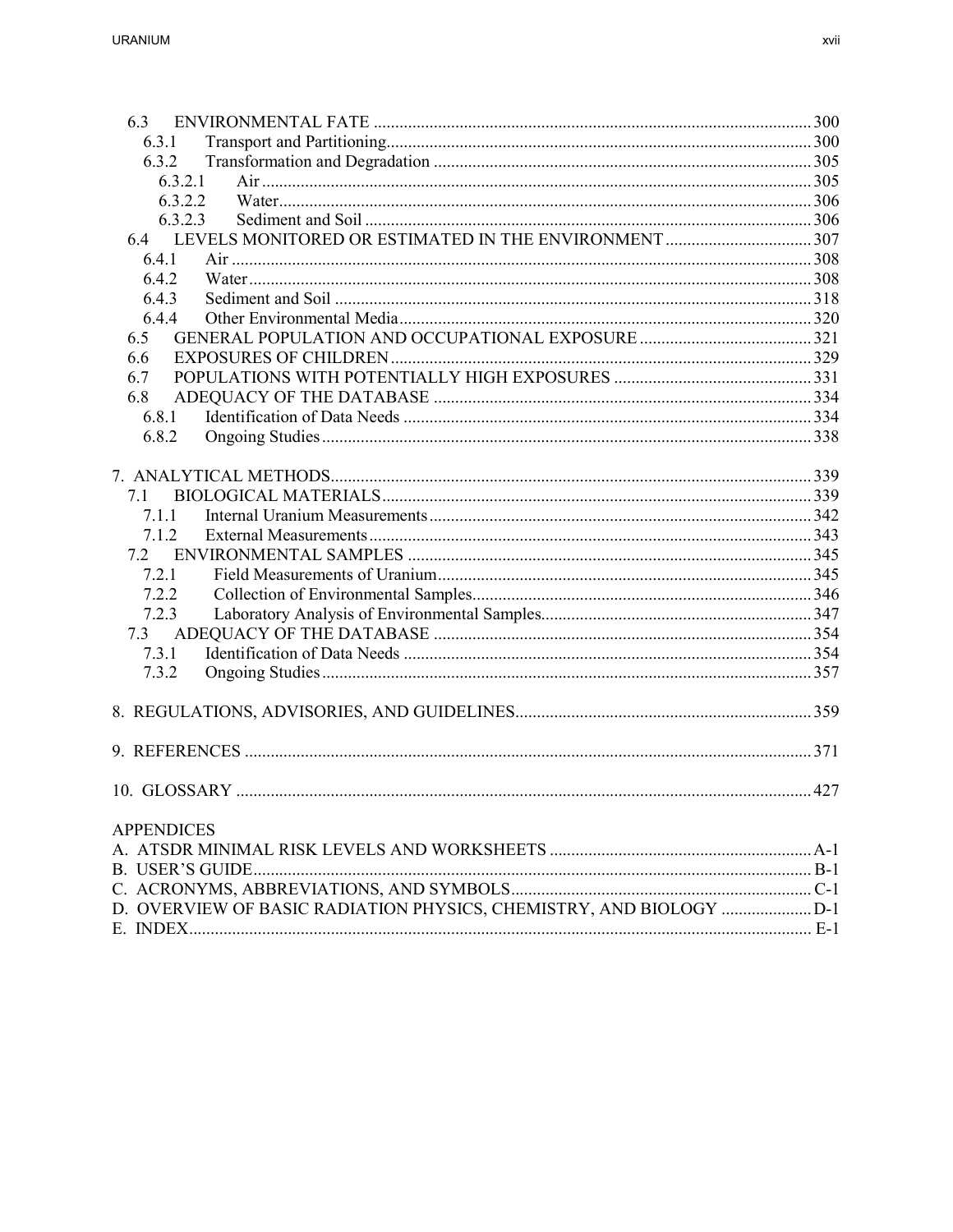6.3 ENVIRONMENTAL FATE ..... 300
6.3.1 Transport and Partitioning..... 300
6.3.2 Transformation and Degradation ..... 305
6.3.2.1 Air ..... 305
6.3.2.2 Water..... 306
6.3.2.3 Sediment and Soil ..... 306
6.4 LEVELS MONITORED OR ESTIMATED IN THE ENVIRONMENT ..... 307
6.4.1 Air ..... 308
6.4.2 Water..... 308
6.4.3 Sediment and Soil ..... 318
6.4.4 Other Environmental Media..... 320
6.5 GENERAL POPULATION AND OCCUPATIONAL EXPOSURE ..... 321
6.6 EXPOSURES OF CHILDREN..... 329
6.7 POPULATIONS WITH POTENTIALLY HIGH EXPOSURES ..... 331
6.8 ADEQUACY OF THE DATABASE ..... 334
6.8.1 Identification of Data Needs ..... 334
6.8.2 Ongoing Studies..... 338

7. ANALYTICAL METHODS..... 339
7.1 BIOLOGICAL MATERIALS..... 339
7.1.1 Internal Uranium Measurements..... 342
7.1.2 External Measurements..... 343
7.2 ENVIRONMENTAL SAMPLES ..... 345
7.2.1 Field Measurements of Uranium..... 345
7.2.2 Collection of Environmental Samples..... 346
7.2.3 Laboratory Analysis of Environmental Samples..... 347
7.3 ADEQUACY OF THE DATABASE ..... 354
7.3.1 Identification of Data Needs ..... 354
7.3.2 Ongoing Studies..... 357

8. REGULATIONS, ADVISORIES, AND GUIDELINES..... 359

9. REFERENCES ..... 371

10. GLOSSARY ..... 427

APPENDICES
A. ATSDR MINIMAL RISK LEVELS AND WORKSHEETS ..... A-1
B. USER'S GUIDE..... B-1
C. ACRONYMS, ABBREVIATIONS, AND SYMBOLS..... C-1
D. OVERVIEW OF BASIC RADIATION PHYSICS, CHEMISTRY, AND BIOLOGY ..... D-1
E. INDEX..... E-1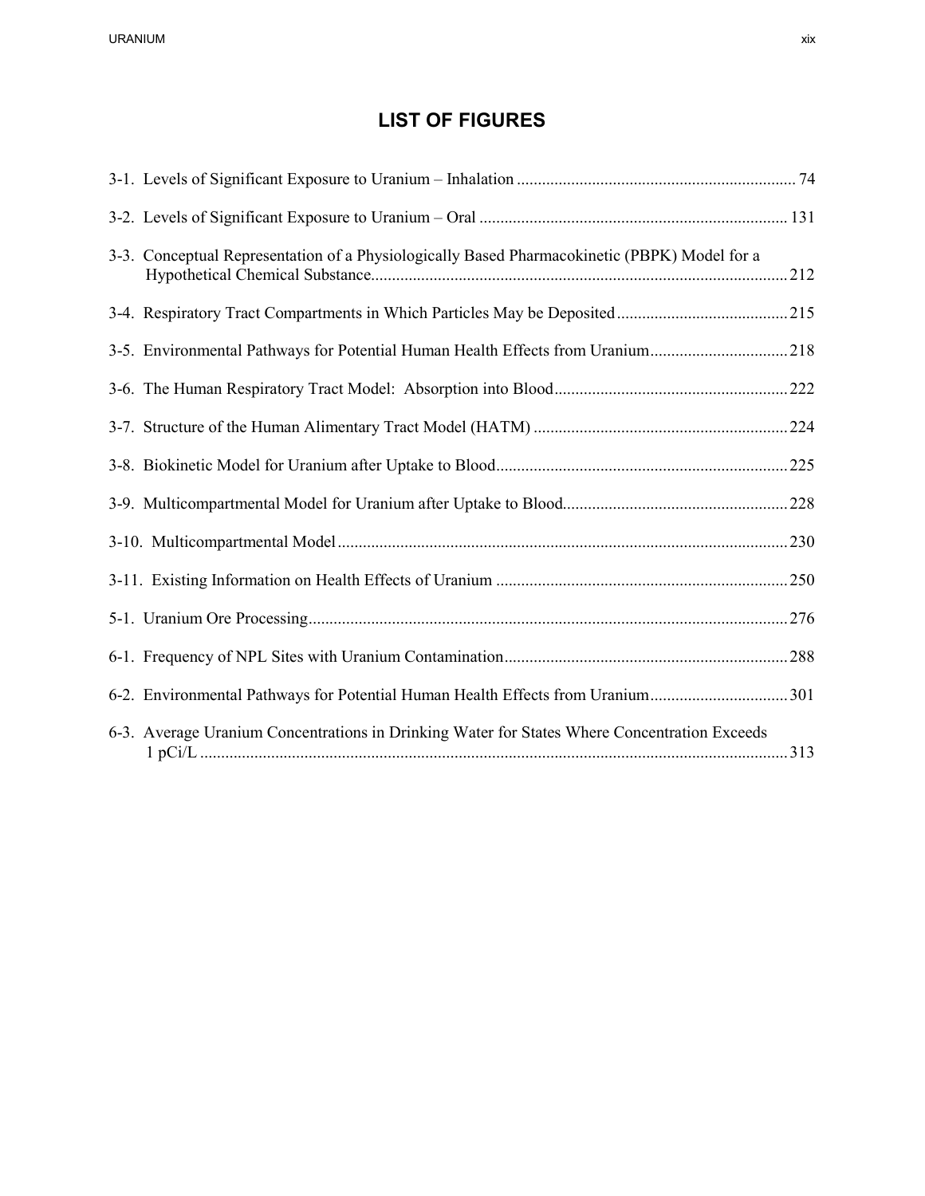# LIST OF FIGURES

3-1. Levels of Significant Exposure to Uranium – Inhalation .................................................................. 74

3-2. Levels of Significant Exposure to Uranium – Oral ......................................................................... 131

3-3. Conceptual Representation of a Physiologically Based Pharmacokinetic (PBPK) Model for a Hypothetical Chemical Substance.................................................................................................. 212

3-4. Respiratory Tract Compartments in Which Particles May be Deposited ......................................... 215

3-5. Environmental Pathways for Potential Human Health Effects from Uranium................................. 218

3-6. The Human Respiratory Tract Model: Absorption into Blood....................................................... 222

3-7. Structure of the Human Alimentary Tract Model (HATM) ............................................................ 224

3-8. Biokinetic Model for Uranium after Uptake to Blood..................................................................... 225

3-9. Multicompartmental Model for Uranium after Uptake to Blood..................................................... 228

3-10. Multicompartmental Model.......................................................................................................... 230

3-11. Existing Information on Health Effects of Uranium ..................................................................... 250

5-1. Uranium Ore Processing.................................................................................................................. 276

6-1. Frequency of NPL Sites with Uranium Contamination................................................................... 288

6-2. Environmental Pathways for Potential Human Health Effects from Uranium................................. 301

6-3. Average Uranium Concentrations in Drinking Water for States Where Concentration Exceeds 1 pCi/L ............................................................................................................................................ 313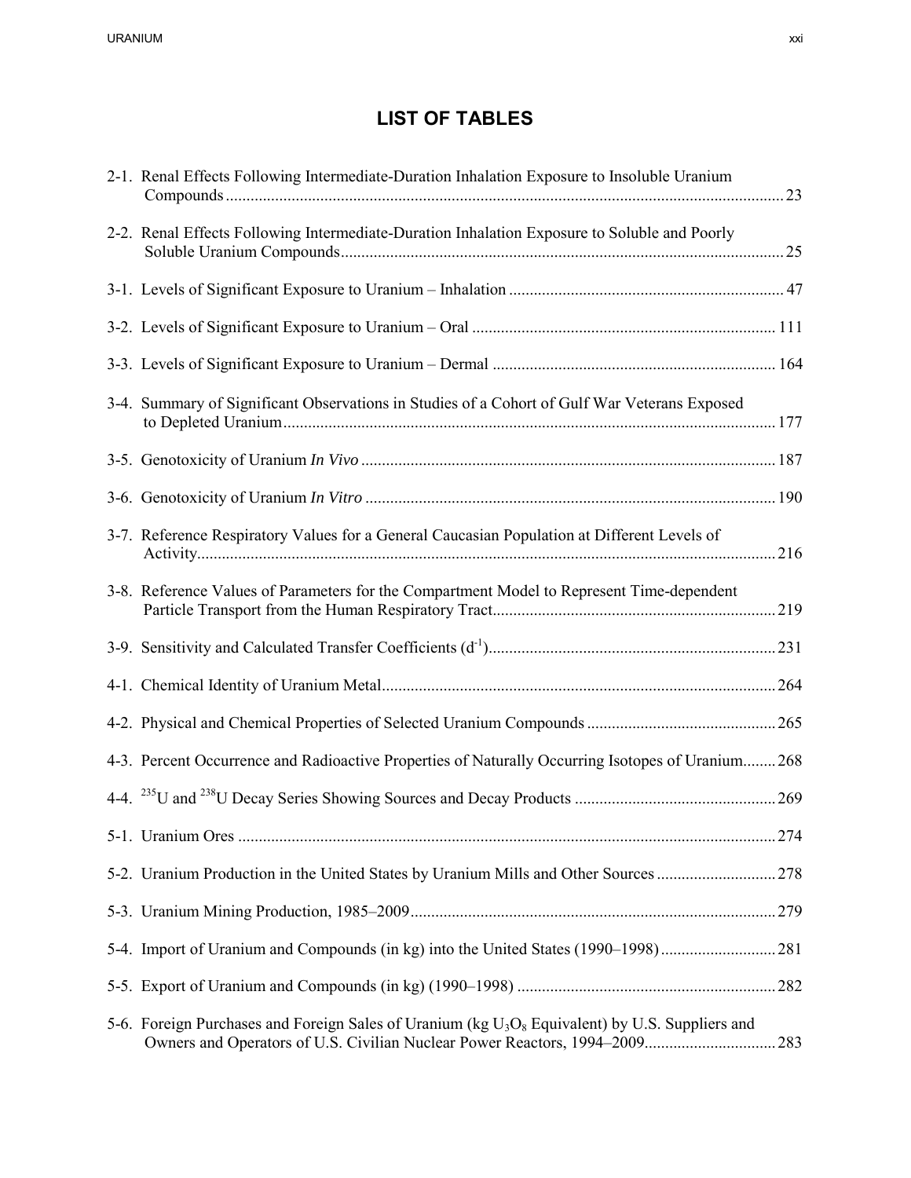# LIST OF TABLES

2-1. Renal Effects Following Intermediate-Duration Inhalation Exposure to Insoluble Uranium Compounds ........ 23

2-2. Renal Effects Following Intermediate-Duration Inhalation Exposure to Soluble and Poorly Soluble Uranium Compounds ........ 25

3-1. Levels of Significant Exposure to Uranium – Inhalation ........ 47

3-2. Levels of Significant Exposure to Uranium – Oral ........ 111

3-3. Levels of Significant Exposure to Uranium – Dermal ........ 164

3-4. Summary of Significant Observations in Studies of a Cohort of Gulf War Veterans Exposed to Depleted Uranium ........ 177

3-5. Genotoxicity of Uranium *In Vivo* ........ 187

3-6. Genotoxicity of Uranium *In Vitro* ........ 190

3-7. Reference Respiratory Values for a General Caucasian Population at Different Levels of Activity ........ 216

3-8. Reference Values of Parameters for the Compartment Model to Represent Time-dependent Particle Transport from the Human Respiratory Tract ........ 219

3-9. Sensitivity and Calculated Transfer Coefficients ($d^{-1}$) ........ 231

4-1. Chemical Identity of Uranium Metal ........ 264

4-2. Physical and Chemical Properties of Selected Uranium Compounds ........ 265

4-3. Percent Occurrence and Radioactive Properties of Naturally Occurring Isotopes of Uranium ........ 268

4-4. $^{235}U$ and $^{238}U$ Decay Series Showing Sources and Decay Products ........ 269

5-1. Uranium Ores ........ 274

5-2. Uranium Production in the United States by Uranium Mills and Other Sources ........ 278

5-3. Uranium Mining Production, 1985–2009 ........ 279

5-4. Import of Uranium and Compounds (in kg) into the United States (1990–1998) ........ 281

5-5. Export of Uranium and Compounds (in kg) (1990–1998) ........ 282

5-6. Foreign Purchases and Foreign Sales of Uranium (kg $U_3O_8$ Equivalent) by U.S. Suppliers and Owners and Operators of U.S. Civilian Nuclear Power Reactors, 1994–2009 ........ 283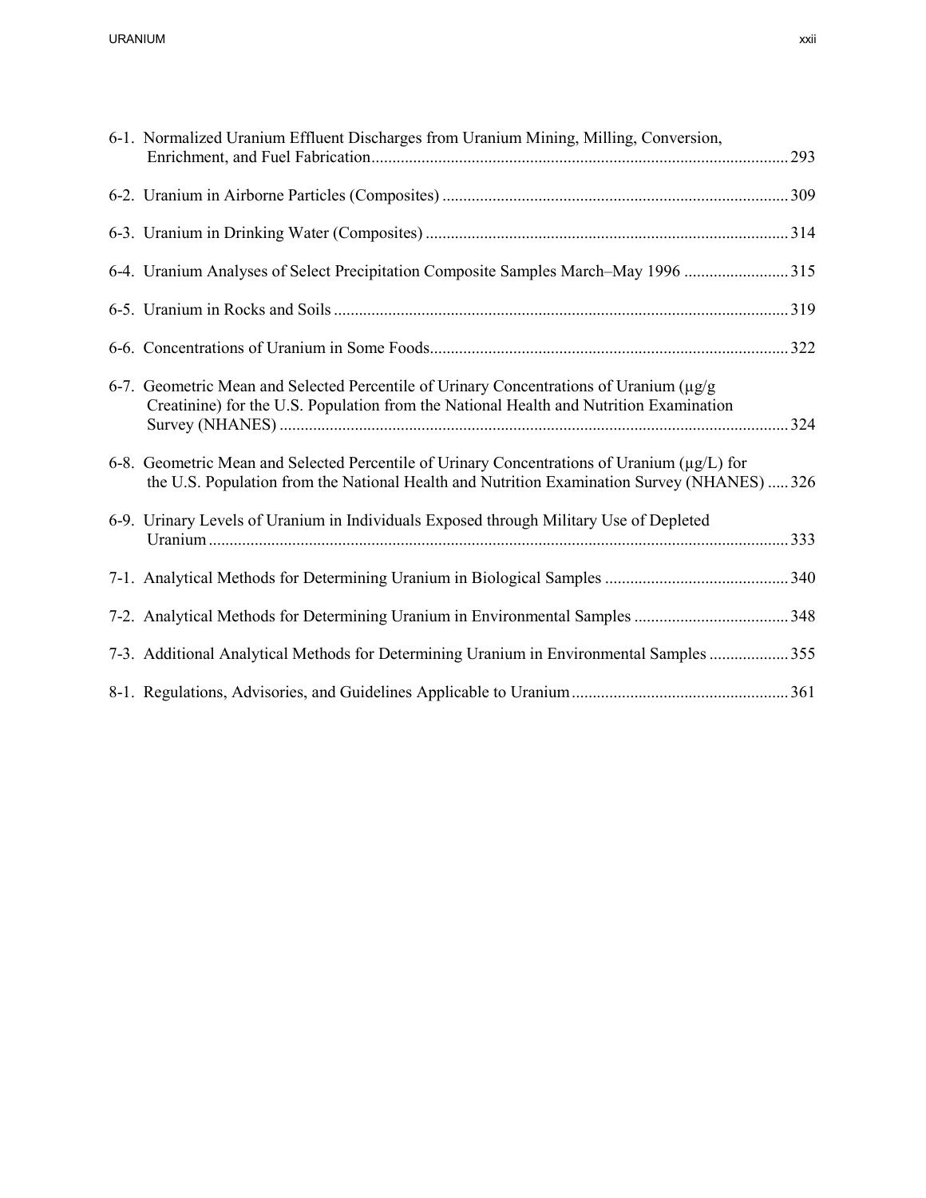6-1. Normalized Uranium Effluent Discharges from Uranium Mining, Milling, Conversion, Enrichment, and Fuel Fabrication .......... 293

6-2. Uranium in Airborne Particles (Composites) .......... 309

6-3. Uranium in Drinking Water (Composites) .......... 314

6-4. Uranium Analyses of Select Precipitation Composite Samples March–May 1996 .......... 315

6-5. Uranium in Rocks and Soils .......... 319

6-6. Concentrations of Uranium in Some Foods .......... 322

6-7. Geometric Mean and Selected Percentile of Urinary Concentrations of Uranium (μg/g Creatinine) for the U.S. Population from the National Health and Nutrition Examination Survey (NHANES) .......... 324

6-8. Geometric Mean and Selected Percentile of Urinary Concentrations of Uranium (μg/L) for the U.S. Population from the National Health and Nutrition Examination Survey (NHANES) .......... 326

6-9. Urinary Levels of Uranium in Individuals Exposed through Military Use of Depleted Uranium .......... 333

7-1. Analytical Methods for Determining Uranium in Biological Samples .......... 340

7-2. Analytical Methods for Determining Uranium in Environmental Samples .......... 348

7-3. Additional Analytical Methods for Determining Uranium in Environmental Samples .......... 355

8-1. Regulations, Advisories, and Guidelines Applicable to Uranium .......... 361